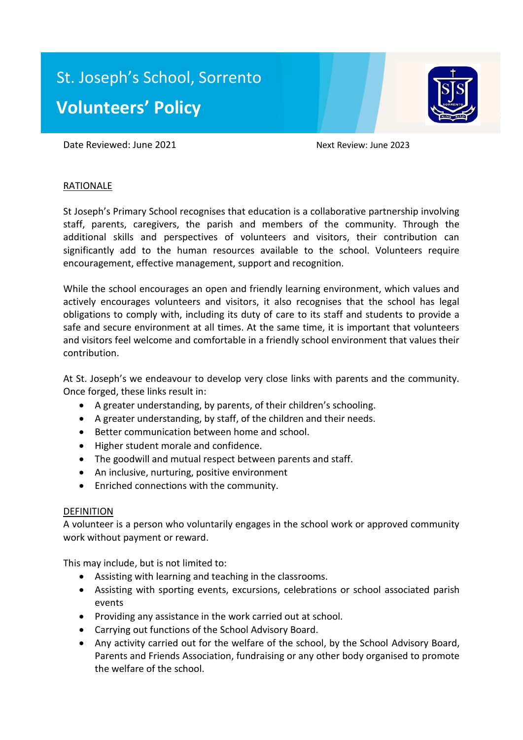# St. Joseph's School, Sorrento

## Volunteers' Policy

Date Reviewed: June 2021

Next Review: June 2023

### RATIONALE

St Joseph's Primary School recognises that education is a collaborative partnership involving staff, parents, caregivers, the parish and members of the community. Through the additional skills and perspectives of volunteers and visitors, their contribution can significantly add to the human resources available to the school. Volunteers require encouragement, effective management, support and recognition.

While the school encourages an open and friendly learning environment, which values and actively encourages volunteers and visitors, it also recognises that the school has legal obligations to comply with, including its duty of care to its staff and students to provide a safe and secure environment at all times. At the same time, it is important that volunteers and visitors feel welcome and comfortable in a friendly school environment that values their contribution.

At St. Joseph's we endeavour to develop very close links with parents and the community. Once forged, these links result in:

- A greater understanding, by parents, of their children's schooling.
- A greater understanding, by staff, of the children and their needs.
- Better communication between home and school.
- Higher student morale and confidence.
- The goodwill and mutual respect between parents and staff.
- An inclusive, nurturing, positive environment
- Enriched connections with the community.

### DEFINITION

A volunteer is a person who voluntarily engages in the school work or approved community work without payment or reward.

This may include, but is not limited to:

- Assisting with learning and teaching in the classrooms.
- Assisting with sporting events, excursions, celebrations or school associated parish events
- Providing any assistance in the work carried out at school.
- Carrying out functions of the School Advisory Board.
- Any activity carried out for the welfare of the school, by the School Advisory Board, Parents and Friends Association, fundraising or any other body organised to promote the welfare of the school.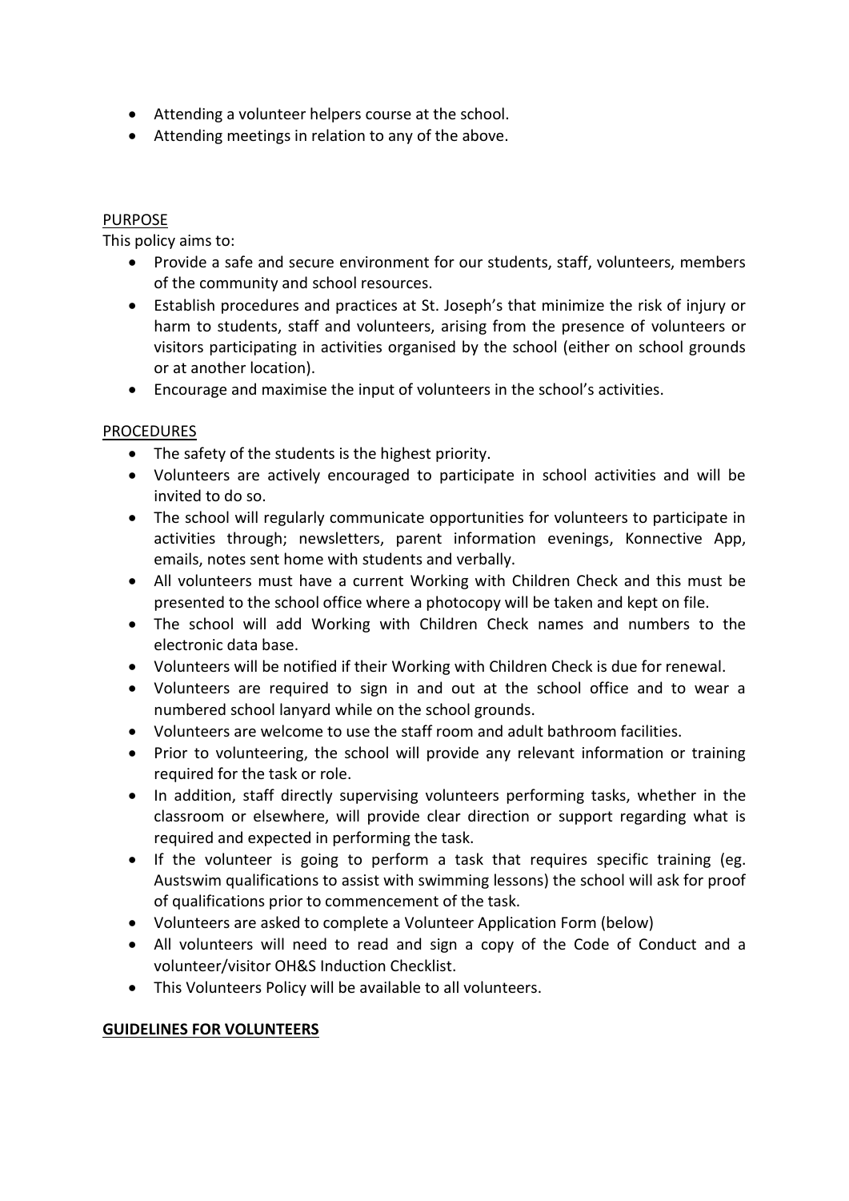- Attending a volunteer helpers course at the school.
- Attending meetings in relation to any of the above.

PURPOSE

This policy aims to:

- Provide a safe and secure environment for our students, staff, volunteers, members of the community and school resources.
- Establish procedures and practices at St. Joseph's that minimize the risk of injury or harm to students, staff and volunteers, arising from the presence of volunteers or visitors participating in activities organised by the school (either on school grounds or at another location).
- Encourage and maximise the input of volunteers in the school's activities.

PROCEDURES

- The safety of the students is the highest priority.
- Volunteers are actively encouraged to participate in school activities and will be invited to do so.
- The school will regularly communicate opportunities for volunteers to participate in activities through; newsletters, parent information evenings, Konnective App, emails, notes sent home with students and verbally.
- All volunteers must have a current Working with Children Check and this must be presented to the school office where a photocopy will be taken and kept on file.
- The school will add Working with Children Check names and numbers to the electronic data base.
- Volunteers will be notified if their Working with Children Check is due for renewal.
- Volunteers are required to sign in and out at the school office and to wear a numbered school lanyard while on the school grounds.
- Volunteers are welcome to use the staff room and adult bathroom facilities.
- Prior to volunteering, the school will provide any relevant information or training required for the task or role.
- In addition, staff directly supervising volunteers performing tasks, whether in the classroom or elsewhere, will provide clear direction or support regarding what is required and expected in performing the task.
- If the volunteer is going to perform a task that requires specific training (eg. Austswim qualifications to assist with swimming lessons) the school will ask for proof of qualifications prior to commencement of the task.
- Volunteers are asked to complete a Volunteer Application Form (below)
- All volunteers will need to read and sign a copy of the Code of Conduct and a volunteer/visitor OH&S Induction Checklist.
- This Volunteers Policy will be available to all volunteers.

**GUIDELINES FOR VOLUNTEERS**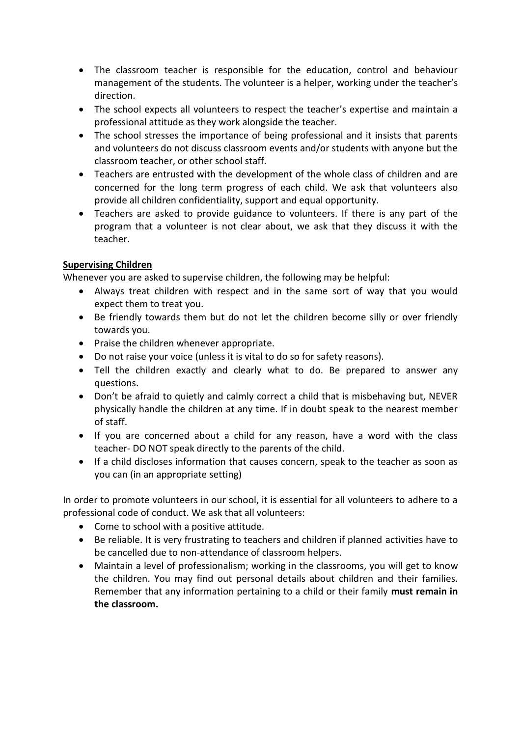- The classroom teacher is responsible for the education, control and behaviour management of the students. The volunteer is a helper, working under the teacher's direction.
- The school expects all volunteers to respect the teacher's expertise and maintain a professional attitude as they work alongside the teacher.
- The school stresses the importance of being professional and it insists that parents and volunteers do not discuss classroom events and/or students with anyone but the classroom teacher, or other school staff.
- Teachers are entrusted with the development of the whole class of children and are concerned for the long term progress of each child. We ask that volunteers also provide all children confidentiality, support and equal opportunity.
- Teachers are asked to provide guidance to volunteers. If there is any part of the program that a volunteer is not clear about, we ask that they discuss it with the teacher.

**Supervising Children**

Whenever you are asked to supervise children, the following may be helpful:

- Always treat children with respect and in the same sort of way that you would expect them to treat you.
- Be friendly towards them but do not let the children become silly or over friendly towards you.
- Praise the children whenever appropriate.
- Do not raise your voice (unless it is vital to do so for safety reasons).
- Tell the children exactly and clearly what to do. Be prepared to answer any questions.
- Don't be afraid to quietly and calmly correct a child that is misbehaving but, NEVER physically handle the children at any time. If in doubt speak to the nearest member of staff.
- If you are concerned about a child for any reason, have a word with the class teacher- DO NOT speak directly to the parents of the child.
- If a child discloses information that causes concern, speak to the teacher as soon as you can (in an appropriate setting)

In order to promote volunteers in our school, it is essential for all volunteers to adhere to a professional code of conduct. We ask that all volunteers:

- Come to school with a positive attitude.
- Be reliable. It is very frustrating to teachers and children if planned activities have to be cancelled due to non-attendance of classroom helpers.
- Maintain a level of professionalism; working in the classrooms, you will get to know the children. You may find out personal details about children and their families. Remember that any information pertaining to a child or their family **must remain in the classroom.**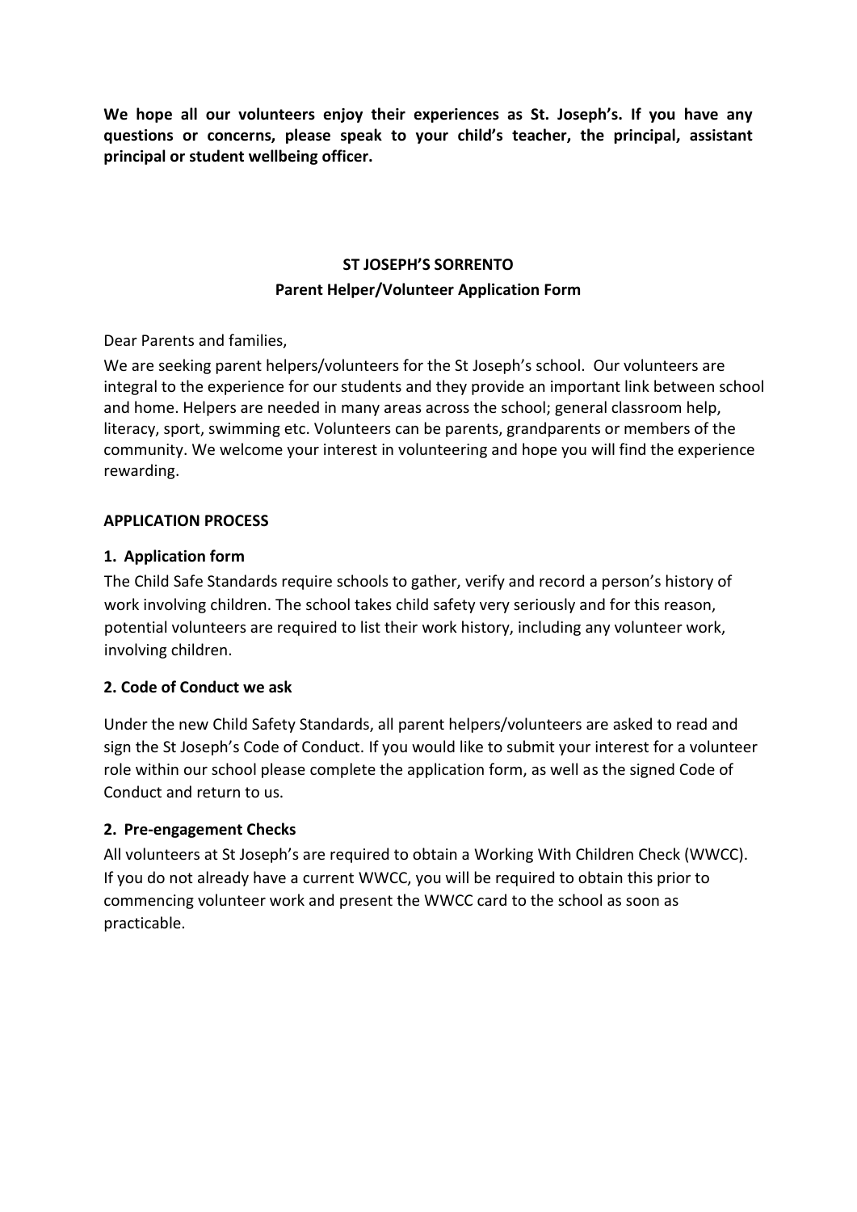**We hope all our volunteers enjoy their experiences as St. Joseph's. If you have any questions or concerns, please speak to your child's teacher, the principal, assistant principal or student wellbeing officer.**

## ST JOSEPH'S SORRENTO

### Parent Helper/Volunteer Application Form

Dear Parents and families,

We are seeking parent helpers/volunteers for the St Joseph's school. Our volunteers are integral to the experience for our students and they provide an important link between school and home. Helpers are needed in many areas across the school; general classroom help, literacy, sport, swimming etc. Volunteers can be parents, grandparents or members of the community. We welcome your interest in volunteering and hope you will find the experience rewarding.

**APPLICATION PROCESS**

**1. Application form**

The Child Safe Standards require schools to gather, verify and record a person's history of work involving children. The school takes child safety very seriously and for this reason, potential volunteers are required to list their work history, including any volunteer work, involving children.

**2. Code of Conduct we ask**

Under the new Child Safety Standards, all parent helpers/volunteers are asked to read and sign the St Joseph's Code of Conduct. If you would like to submit your interest for a volunteer role within our school please complete the application form, as well as the signed Code of Conduct and return to us.

**2. Pre-engagement Checks**

All volunteers at St Joseph's are required to obtain a Working With Children Check (WWCC). If you do not already have a current WWCC, you will be required to obtain this prior to commencing volunteer work and present the WWCC card to the school as soon as practicable.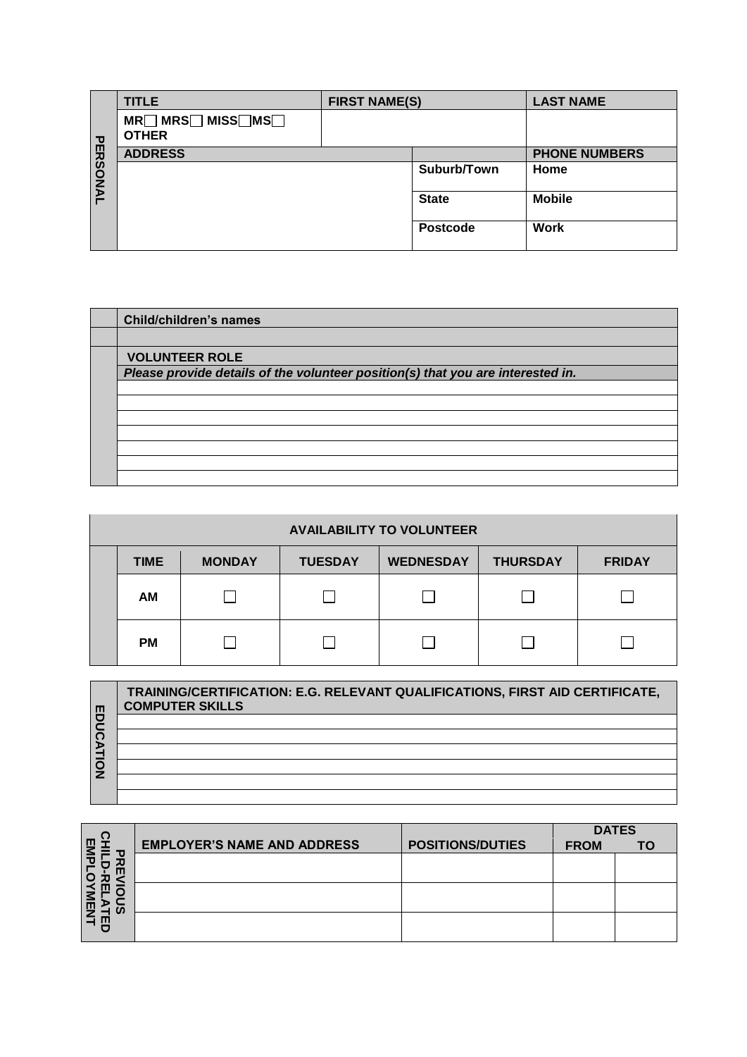| PERSONAL | TITLE | FIRST NAME(S) | | LAST NAME |
|---|---|---|---|---|
| | MR☐ MRS☐ MISS☐MS☐ OTHER | | | |
| | ADDRESS | | | PHONE NUMBERS |
| | | | Suburb/Town | Home |
| | | | State | Mobile |
| | | | Postcode | Work |

| | Child/children's names |
|---|---|
| | |
| | **VOLUNTEER ROLE** |
| | ***Please provide details of the volunteer position(s) that you are interested in.*** |
| | |
| | |
| | |
| | |
| | |
| | |
| | |

| AVAILABILITY TO VOLUNTEER | | | | | | |
|---|---|---|---|---|---|---|
| | TIME | MONDAY | TUESDAY | WEDNESDAY | THURSDAY | FRIDAY |
| | AM | ☐ | ☐ | ☐ | ☐ | ☐ |
| | PM | ☐ | ☐ | ☐ | ☐ | ☐ |

| EDUCATION | TRAINING/CERTIFICATION: E.G. RELEVANT QUALIFICATIONS, FIRST AID CERTIFICATE, COMPUTER SKILLS |
|---|---|
| | |
| | |
| | |
| | |
| | |
| | |

| PREVIOUS CHILD-RELATED EMPLOYMENT | EMPLOYER'S NAME AND ADDRESS | POSITIONS/DUTIES | DATES | |
|---|---|---|---|---|
| | | | FROM | TO |
| | | | | |
| | | | | |
| | | | | |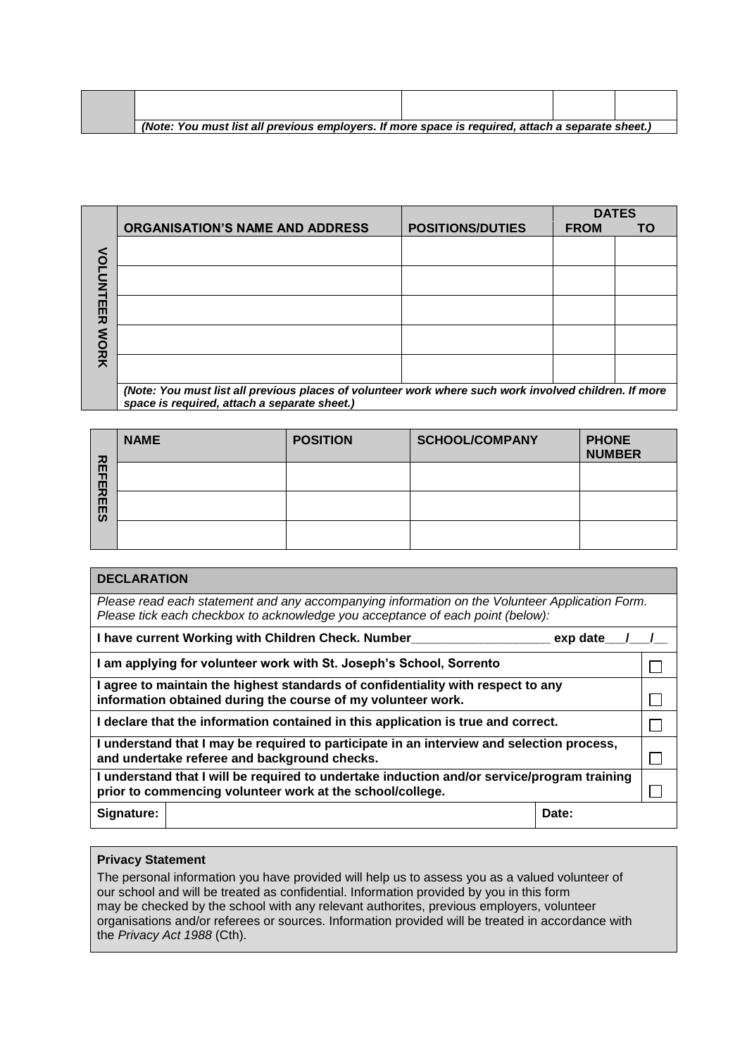| | | | | |
|---|---|---|---|---|
| | | | | |
| | *(Note: You must list all previous employers. If more space is required, attach a separate sheet.)* | | | |

| VOLUNTEER WORK | ORGANISATION'S NAME AND ADDRESS | POSITIONS/DUTIES | DATES FROM | DATES TO |
|---|---|---|---|---|
| | | | | |
| | | | | |
| | | | | |
| | | | | |
| | | | | |
| | *(Note: You must list all previous places of volunteer work where such work involved children. If more space is required, attach a separate sheet.)* | | | |

| REFEREES | NAME | POSITION | SCHOOL/COMPANY | PHONE NUMBER |
|---|---|---|---|---|
| | | | | |
| | | | | |
| | | | | |

| DECLARATION | |
|---|---|
| *Please read each statement and any accompanying information on the Volunteer Application Form. Please tick each checkbox to acknowledge you acceptance of each point (below):* | |
| **I have current Working with Children Check. Number____________________ exp date___/___/__** | |
| **I am applying for volunteer work with St. Joseph's School, Sorrento** | ☐ |
| **I agree to maintain the highest standards of confidentiality with respect to any information obtained during the course of my volunteer work.** | ☐ |
| **I declare that the information contained in this application is true and correct.** | ☐ |
| **I understand that I may be required to participate in an interview and selection process, and undertake referee and background checks.** | ☐ |
| **I understand that I will be required to undertake induction and/or service/program training prior to commencing volunteer work at the school/college.** | ☐ |
| **Signature:** | **Date:** |

**Privacy Statement**

The personal information you have provided will help us to assess you as a valued volunteer of our school and will be treated as confidential. Information provided by you in this form may be checked by the school with any relevant authorites, previous employers, volunteer organisations and/or referees or sources. Information provided will be treated in accordance with the *Privacy Act 1988* (Cth).